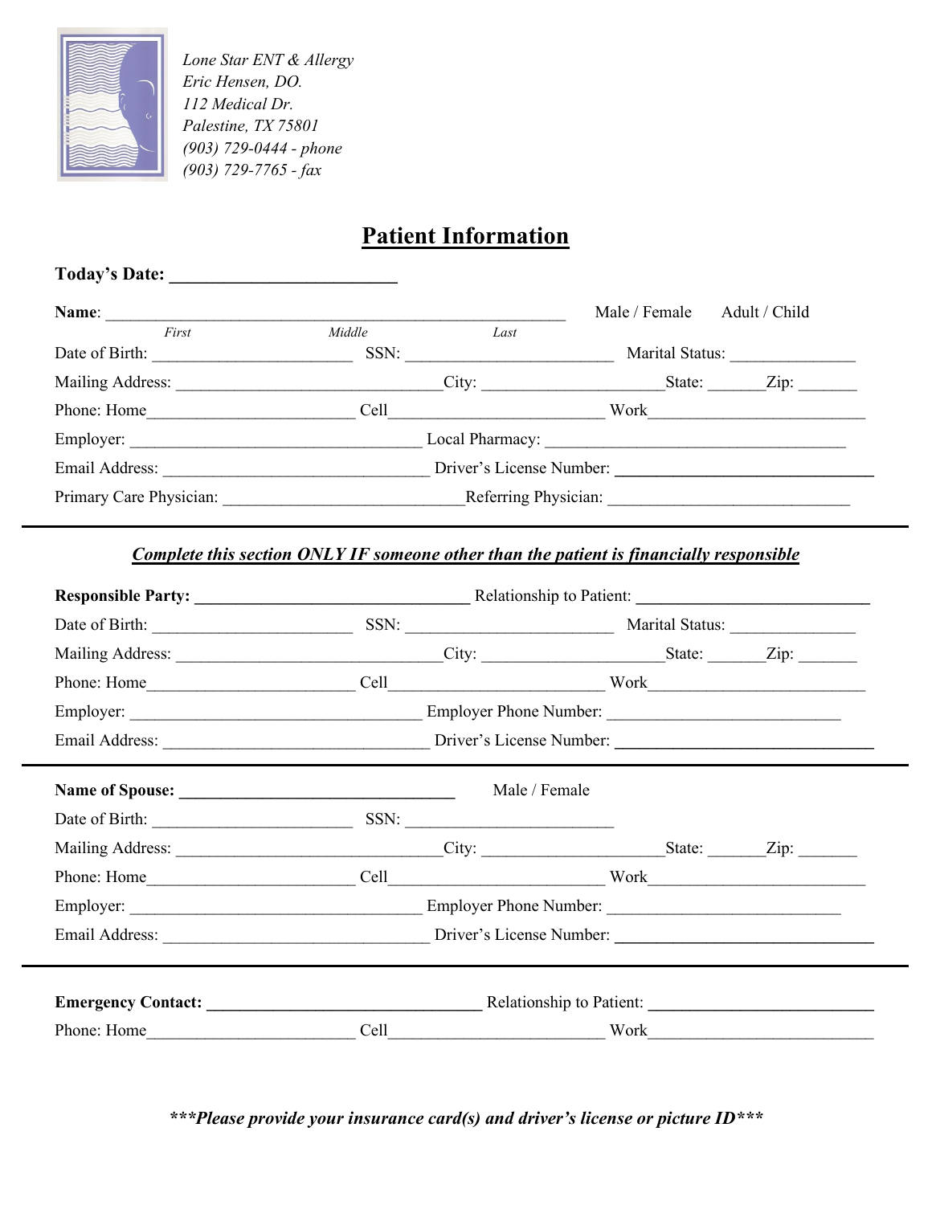*Lone Star ENT & Allergy*
*Eric Hensen, DO.*
*112 Medical Dr.*
*Palestine, TX 75801*
*(903) 729-0444 - phone*
*(903) 729-7765 - fax*

# Patient Information

**Today's Date:** __________________________

**Name**: ______________________________________________________ Male / Female Adult / Child
*First* *Middle* *Last*

Date of Birth: _______________________ SSN: ________________________ Marital Status: ______________

Mailing Address: _______________________________City: ____________________State: ______Zip: _______

Phone: Home________________________ Cell_________________________ Work_________________________

Employer: __________________________________ Local Pharmacy: ___________________________________

Email Address: _______________________________ Driver's License Number: ______________________________

Primary Care Physician: ____________________________Referring Physician: ____________________________

---

***Complete this section ONLY IF someone other than the patient is financially responsible***

**Responsible Party:** ________________________________ Relationship to Patient: ____________________________

Date of Birth: _______________________ SSN: ________________________ Marital Status: ______________

Mailing Address: _______________________________City: ____________________State: ______Zip: _______

Phone: Home________________________ Cell_________________________ Work_________________________

Employer: __________________________________ Employer Phone Number: ___________________________

Email Address: _______________________________ Driver's License Number: ______________________________

---

**Name of Spouse:** ________________________________ Male / Female

Date of Birth: _______________________ SSN: ________________________

Mailing Address: _______________________________City: ____________________State: ______Zip: _______

Phone: Home________________________ Cell_________________________ Work_________________________

Employer: __________________________________ Employer Phone Number: ___________________________

Email Address: _______________________________ Driver's License Number: ______________________________

---

**Emergency Contact:** ________________________________ Relationship to Patient: ___________________________

Phone: Home________________________ Cell_________________________ Work__________________________

***\*\*\*Please provide your insurance card(s) and driver's license or picture ID\*\*\****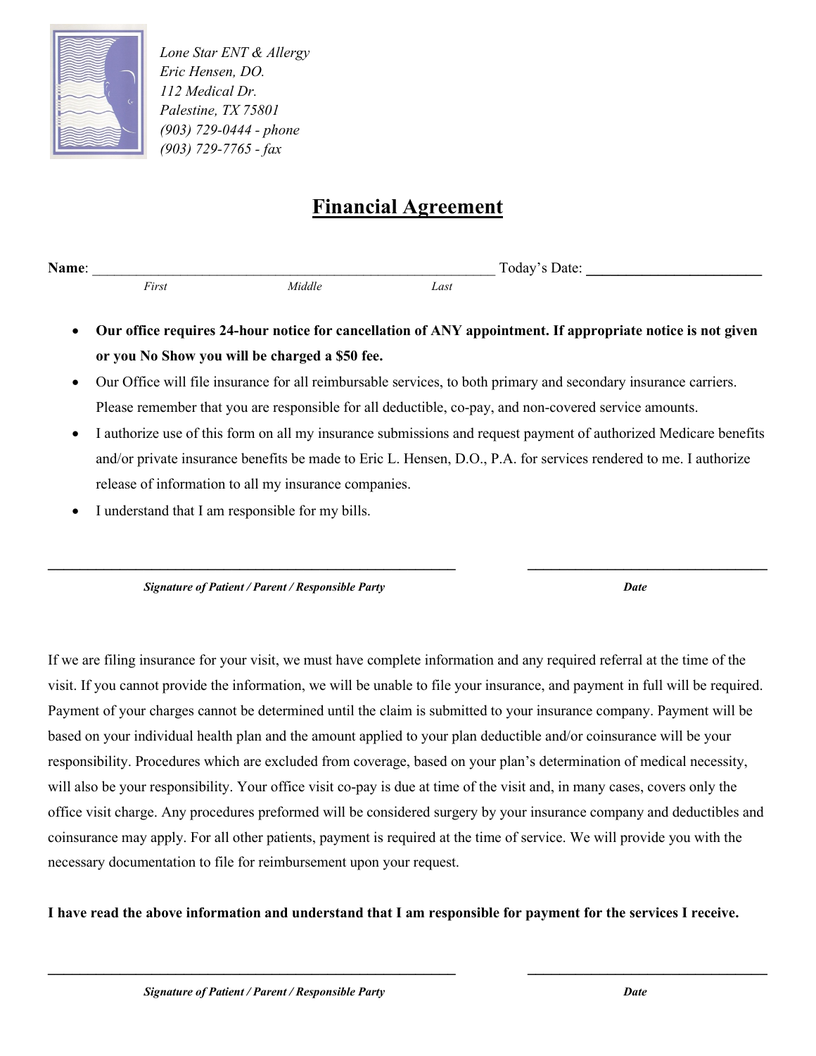*Lone Star ENT & Allergy*
*Eric Hensen, DO.*
*112 Medical Dr.*
*Palestine, TX 75801*
*(903) 729-0444 - phone*
*(903) 729-7765 - fax*

# Financial Agreement

**Name**: ____________________________________________________________ Today's Date: __________________________

*First* *Middle* *Last*

- **Our office requires 24-hour notice for cancellation of ANY appointment. If appropriate notice is not given or you No Show you will be charged a $50 fee.**
- Our Office will file insurance for all reimbursable services, to both primary and secondary insurance carriers. Please remember that you are responsible for all deductible, co-pay, and non-covered service amounts.
- I authorize use of this form on all my insurance submissions and request payment of authorized Medicare benefits and/or private insurance benefits be made to Eric L. Hensen, D.O., P.A. for services rendered to me. I authorize release of information to all my insurance companies.
- I understand that I am responsible for my bills.

____________________________________________________________ ____________________________________

***Signature of Patient / Parent / Responsible Party*** ***Date***

If we are filing insurance for your visit, we must have complete information and any required referral at the time of the visit. If you cannot provide the information, we will be unable to file your insurance, and payment in full will be required. Payment of your charges cannot be determined until the claim is submitted to your insurance company. Payment will be based on your individual health plan and the amount applied to your plan deductible and/or coinsurance will be your responsibility. Procedures which are excluded from coverage, based on your plan's determination of medical necessity, will also be your responsibility. Your office visit co-pay is due at time of the visit and, in many cases, covers only the office visit charge. Any procedures preformed will be considered surgery by your insurance company and deductibles and coinsurance may apply. For all other patients, payment is required at the time of service. We will provide you with the necessary documentation to file for reimbursement upon your request.

**I have read the above information and understand that I am responsible for payment for the services I receive.**

____________________________________________________________ ____________________________________

***Signature of Patient / Parent / Responsible Party*** ***Date***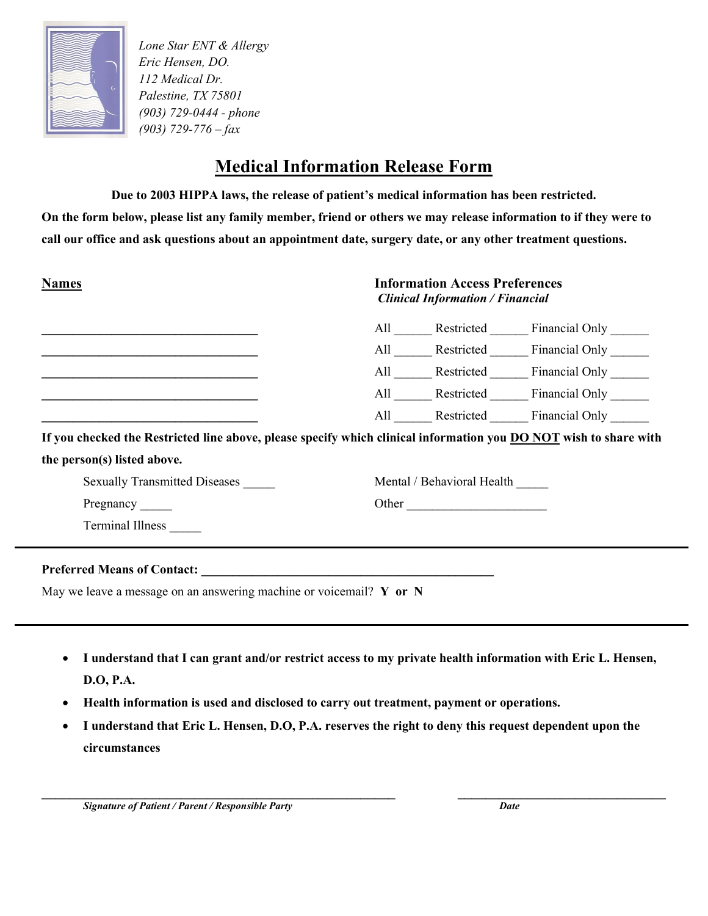*Lone Star ENT & Allergy*
*Eric Hensen, DO.*
*112 Medical Dr.*
*Palestine, TX 75801*
*(903) 729-0444 - phone*
*(903) 729-776 – fax*

# Medical Information Release Form

**Due to 2003 HIPPA laws, the release of patient's medical information has been restricted.**

**On the form below, please list any family member, friend or others we may release information to if they were to call our office and ask questions about an appointment date, surgery date, or any other treatment questions.**

| **Names** | **Information Access Preferences** ***Clinical Information / Financial*** |
|---|---|
| ________________________________ | All ______ Restricted ______ Financial Only ______ |
| ________________________________ | All ______ Restricted ______ Financial Only ______ |
| ________________________________ | All ______ Restricted ______ Financial Only ______ |
| ________________________________ | All ______ Restricted ______ Financial Only ______ |
| ________________________________ | All ______ Restricted ______ Financial Only ______ |

**If you checked the Restricted line above, please specify which clinical information you DO NOT wish to share with the person(s) listed above.**

Sexually Transmitted Diseases _____

Pregnancy _____

Terminal Illness _____

Mental / Behavioral Health _____

Other ______________________

---

**Preferred Means of Contact:** ____________________________________________

May we leave a message on an answering machine or voicemail? **Y or N**

---

- **I understand that I can grant and/or restrict access to my private health information with Eric L. Hensen, D.O, P.A.**
- **Health information is used and disclosed to carry out treatment, payment or operations.**
- **I understand that Eric L. Hensen, D.O, P.A. reserves the right to deny this request dependent upon the circumstances**

____________________________________________________ ________________________________

***Signature of Patient / Parent / Responsible Party*** ***Date***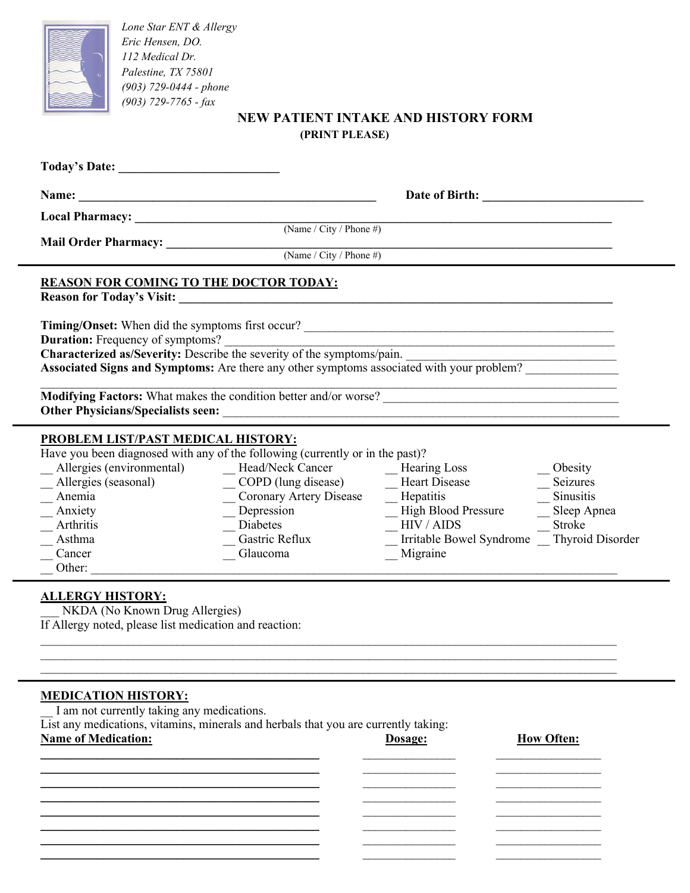*Lone Star ENT & Allergy*
*Eric Hensen, DO.*
*112 Medical Dr.*
*Palestine, TX 75801*
*(903) 729-0444 - phone*
*(903) 729-7765 - fax*

# NEW PATIENT INTAKE AND HISTORY FORM

**(PRINT PLEASE)**

**Today's Date:** ___________________________

**Name:** ___________________________________________________ **Date of Birth:** ____________________________

**Local Pharmacy:** _____________________________________________________________________________
(Name / City / Phone #)

**Mail Order Pharmacy:** _________________________________________________________________________
(Name / City / Phone #)

---

## REASON FOR COMING TO THE DOCTOR TODAY:

**Reason for Today's Visit:** ____________________________________________________________________________

**Timing/Onset:** When did the symptoms first occur? ______________________________________________________

**Duration:** Frequency of symptoms? ____________________________________________________________________

**Characterized as/Severity:** Describe the severity of the symptoms/pain. __________________________________

**Associated Signs and Symptoms:** Are there any other symptoms associated with your problem? ______________
_____________________________________________________________________________________________

**Modifying Factors:** What makes the condition better and/or worse? _____________________________________

**Other Physicians/Specialists seen:** ______________________________________________________________

---

## PROBLEM LIST/PAST MEDICAL HISTORY:

Have you been diagnosed with any of the following (currently or in the past)?

| | | | |
|---|---|---|---|
| __ Allergies (environmental) | __ Head/Neck Cancer | __ Hearing Loss | __ Obesity |
| __ Allergies (seasonal) | __ COPD (lung disease) | __ Heart Disease | __ Seizures |
| __ Anemia | __ Coronary Artery Disease | __ Hepatitis | __ Sinusitis |
| __ Anxiety | __ Depression | __ High Blood Pressure | __ Sleep Apnea |
| __ Arthritis | __ Diabetes | __ HIV / AIDS | __ Stroke |
| __ Asthma | __ Gastric Reflux | __ Irritable Bowel Syndrome | __ Thyroid Disorder |
| __ Cancer | __ Glaucoma | __ Migraine | |

__ Other: _____________________________________________________________________________________

---

## ALLERGY HISTORY:

___ NKDA (No Known Drug Allergies)

If Allergy noted, please list medication and reaction:

_____________________________________________________________________________________________
_____________________________________________________________________________________________
_____________________________________________________________________________________________

---

## MEDICATION HISTORY:

__ I am not currently taking any medications.

List any medications, vitamins, minerals and herbals that you are currently taking:

| Name of Medication: | Dosage: | How Often: |
|---|---|---|
| | | |
| | | |
| | | |
| | | |
| | | |
| | | |
| | | |
| | | |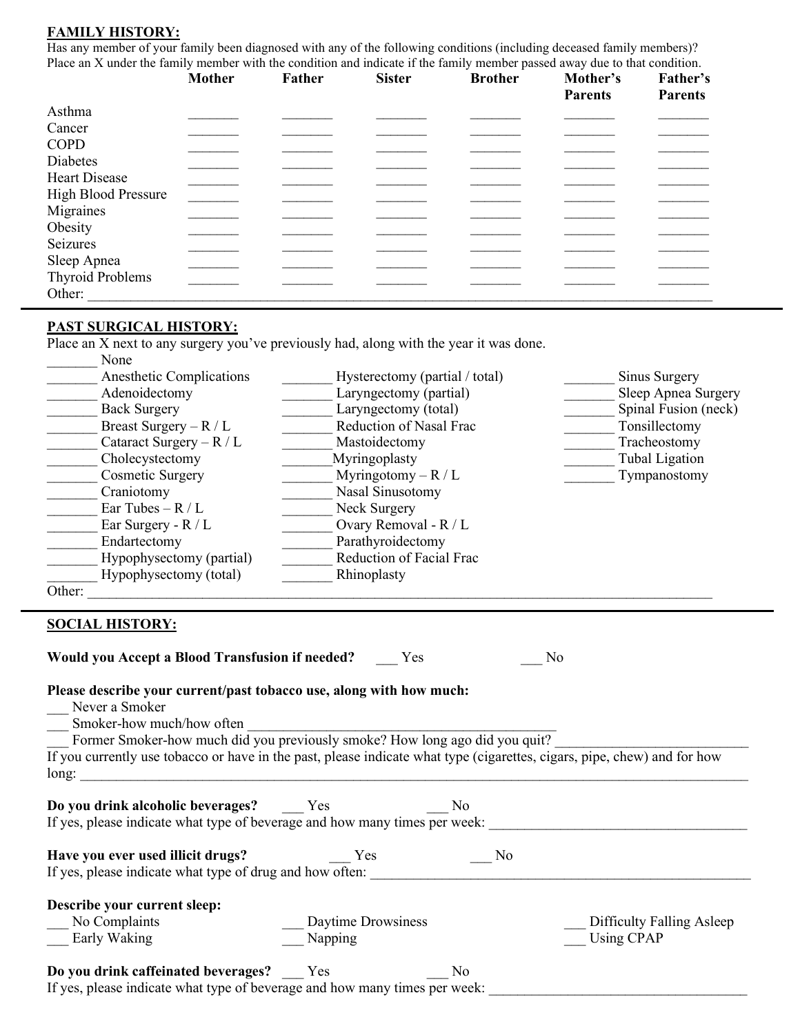**FAMILY HISTORY:**

Has any member of your family been diagnosed with any of the following conditions (including deceased family members)? Place an X under the family member with the condition and indicate if the family member passed away due to that condition.

| | Mother | Father | Sister | Brother | Mother's Parents | Father's Parents |
|---|---|---|---|---|---|---|
| Asthma | _______ | _______ | _______ | _______ | _______ | _______ |
| Cancer | _______ | _______ | _______ | _______ | _______ | _______ |
| COPD | _______ | _______ | _______ | _______ | _______ | _______ |
| Diabetes | _______ | _______ | _______ | _______ | _______ | _______ |
| Heart Disease | _______ | _______ | _______ | _______ | _______ | _______ |
| High Blood Pressure | _______ | _______ | _______ | _______ | _______ | _______ |
| Migraines | _______ | _______ | _______ | _______ | _______ | _______ |
| Obesity | _______ | _______ | _______ | _______ | _______ | _______ |
| Seizures | _______ | _______ | _______ | _______ | _______ | _______ |
| Sleep Apnea | _______ | _______ | _______ | _______ | _______ | _______ |
| Thyroid Problems | _______ | _______ | _______ | _______ | _______ | _______ |

Other: ____________________________________________________________________________________

---

**PAST SURGICAL HISTORY:**

Place an X next to any surgery you've previously had, along with the year it was done.

_______ None

_______ Anesthetic Complications
_______ Adenoidectomy
_______ Back Surgery
_______ Breast Surgery – R / L
_______ Cataract Surgery – R / L
_______ Cholecystectomy
_______ Cosmetic Surgery
_______ Craniotomy
_______ Ear Tubes – R / L
_______ Ear Surgery - R / L
_______ Endartectomy
_______ Hypophysectomy (partial)
_______ Hypophysectomy (total)
_______ Hysterectomy (partial / total)
_______ Laryngectomy (partial)
_______ Laryngectomy (total)
_______ Reduction of Nasal Frac
_______ Mastoidectomy
_______ Myringoplasty
_______ Myringotomy – R / L
_______ Nasal Sinusotomy
_______ Neck Surgery
_______ Ovary Removal - R / L
_______ Parathyroidectomy
_______ Reduction of Facial Frac
_______ Rhinoplasty
_______ Sinus Surgery
_______ Sleep Apnea Surgery
_______ Spinal Fusion (neck)
_______ Tonsillectomy
_______ Tracheostomy
_______ Tubal Ligation
_______ Tympanostomy

Other: ____________________________________________________________________________________

---

**SOCIAL HISTORY:**

**Would you Accept a Blood Transfusion if needed?** ___ Yes ___ No

**Please describe your current/past tobacco use, along with how much:**

___ Never a Smoker
___ Smoker-how much/how often ______________________________________________
___ Former Smoker-how much did you previously smoke? How long ago did you quit? __________________________

If you currently use tobacco or have in the past, please indicate what type (cigarettes, cigars, pipe, chew) and for how long: ____________________________________________________________________________________

**Do you drink alcoholic beverages?** ___ Yes ___ No
If yes, please indicate what type of beverage and how many times per week: __________________________________

**Have you ever used illicit drugs?** ___ Yes ___ No
If yes, please indicate what type of drug and how often: ____________________________________________________

**Describe your current sleep:**

___ No Complaints
___ Early Waking
___ Daytime Drowsiness
___ Napping
___ Difficulty Falling Asleep
___ Using CPAP

**Do you drink caffeinated beverages?** ___ Yes ___ No
If yes, please indicate what type of beverage and how many times per week: __________________________________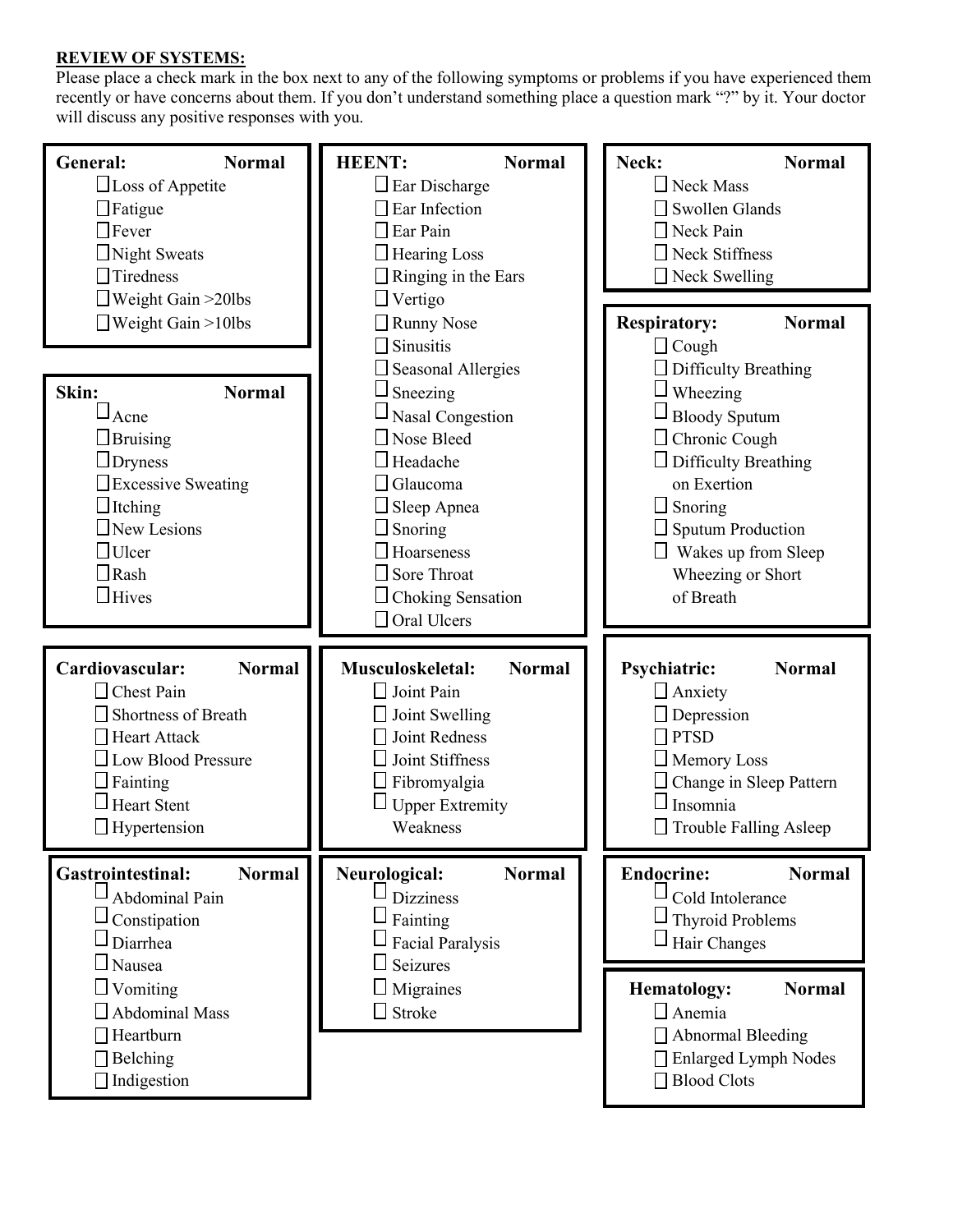**REVIEW OF SYSTEMS:**

Please place a check mark in the box next to any of the following symptoms or problems if you have experienced them recently or have concerns about them. If you don't understand something place a question mark "?" by it. Your doctor will discuss any positive responses with you.

**General:** Normal
- ☐ Loss of Appetite
- ☐ Fatigue
- ☐ Fever
- ☐ Night Sweats
- ☐ Tiredness
- ☐ Weight Gain >20lbs
- ☐ Weight Gain >10lbs

**Skin:** Normal
- ☐ Acne
- ☐ Bruising
- ☐ Dryness
- ☐ Excessive Sweating
- ☐ Itching
- ☐ New Lesions
- ☐ Ulcer
- ☐ Rash
- ☐ Hives

**HEENT:** Normal
- ☐ Ear Discharge
- ☐ Ear Infection
- ☐ Ear Pain
- ☐ Hearing Loss
- ☐ Ringing in the Ears
- ☐ Vertigo
- ☐ Runny Nose
- ☐ Sinusitis
- ☐ Seasonal Allergies
- ☐ Sneezing
- ☐ Nasal Congestion
- ☐ Nose Bleed
- ☐ Headache
- ☐ Glaucoma
- ☐ Sleep Apnea
- ☐ Snoring
- ☐ Hoarseness
- ☐ Sore Throat
- ☐ Choking Sensation
- ☐ Oral Ulcers

**Neck:** Normal
- ☐ Neck Mass
- ☐ Swollen Glands
- ☐ Neck Pain
- ☐ Neck Stiffness
- ☐ Neck Swelling

**Respiratory:** Normal
- ☐ Cough
- ☐ Difficulty Breathing
- ☐ Wheezing
- ☐ Bloody Sputum
- ☐ Chronic Cough
- ☐ Difficulty Breathing on Exertion
- ☐ Snoring
- ☐ Sputum Production
- ☐ Wakes up from Sleep Wheezing or Short of Breath

**Cardiovascular:** Normal
- ☐ Chest Pain
- ☐ Shortness of Breath
- ☐ Heart Attack
- ☐ Low Blood Pressure
- ☐ Fainting
- ☐ Heart Stent
- ☐ Hypertension

**Musculoskeletal:** Normal
- ☐ Joint Pain
- ☐ Joint Swelling
- ☐ Joint Redness
- ☐ Joint Stiffness
- ☐ Fibromyalgia
- ☐ Upper Extremity Weakness

**Psychiatric:** Normal
- ☐ Anxiety
- ☐ Depression
- ☐ PTSD
- ☐ Memory Loss
- ☐ Change in Sleep Pattern
- ☐ Insomnia
- ☐ Trouble Falling Asleep

**Gastrointestinal:** Normal
- ☐ Abdominal Pain
- ☐ Constipation
- ☐ Diarrhea
- ☐ Nausea
- ☐ Vomiting
- ☐ Abdominal Mass
- ☐ Heartburn
- ☐ Belching
- ☐ Indigestion

**Neurological:** Normal
- ☐ Dizziness
- ☐ Fainting
- ☐ Facial Paralysis
- ☐ Seizures
- ☐ Migraines
- ☐ Stroke

**Endocrine:** Normal
- ☐ Cold Intolerance
- ☐ Thyroid Problems
- ☐ Hair Changes

**Hematology:** Normal
- ☐ Anemia
- ☐ Abnormal Bleeding
- ☐ Enlarged Lymph Nodes
- ☐ Blood Clots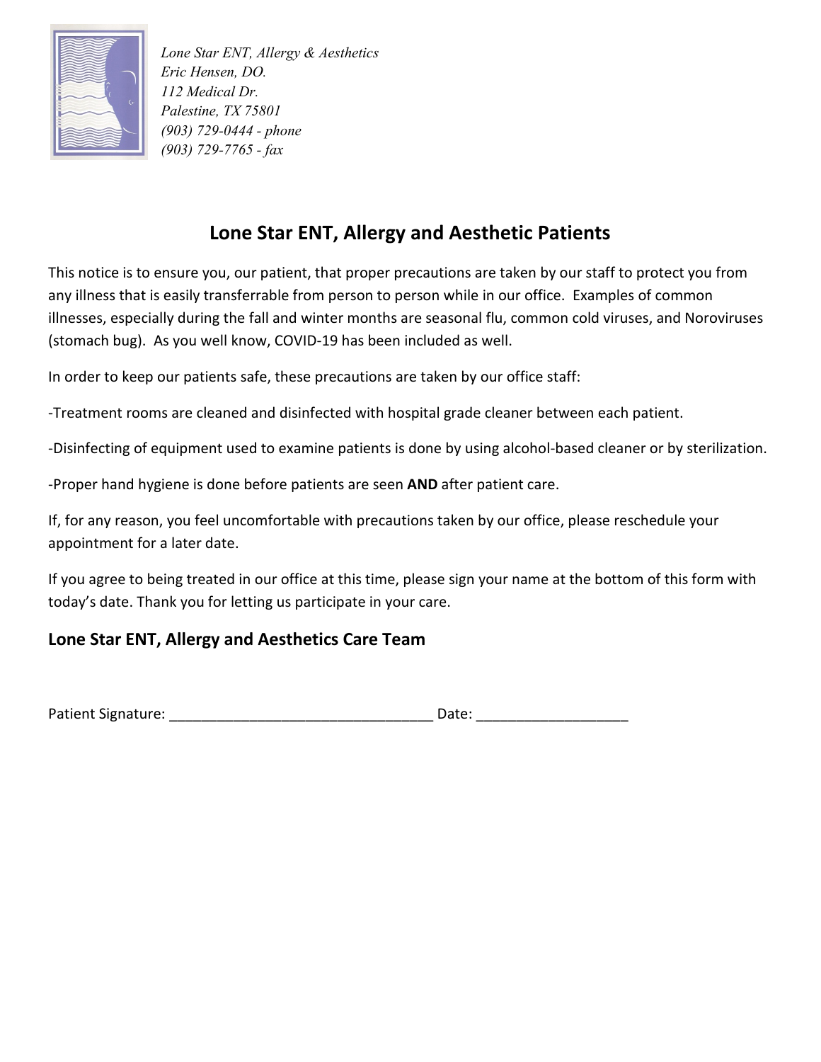*Lone Star ENT, Allergy & Aesthetics*
*Eric Hensen, DO.*
*112 Medical Dr.*
*Palestine, TX 75801*
*(903) 729-0444 - phone*
*(903) 729-7765 - fax*

## Lone Star ENT, Allergy and Aesthetic Patients

This notice is to ensure you, our patient, that proper precautions are taken by our staff to protect you from any illness that is easily transferrable from person to person while in our office. Examples of common illnesses, especially during the fall and winter months are seasonal flu, common cold viruses, and Noroviruses (stomach bug). As you well know, COVID-19 has been included as well.

In order to keep our patients safe, these precautions are taken by our office staff:

-Treatment rooms are cleaned and disinfected with hospital grade cleaner between each patient.

-Disinfecting of equipment used to examine patients is done by using alcohol-based cleaner or by sterilization.

-Proper hand hygiene is done before patients are seen **AND** after patient care.

If, for any reason, you feel uncomfortable with precautions taken by our office, please reschedule your appointment for a later date.

If you agree to being treated in our office at this time, please sign your name at the bottom of this form with today's date. Thank you for letting us participate in your care.

**Lone Star ENT, Allergy and Aesthetics Care Team**

Patient Signature: _________________________________ Date: ___________________